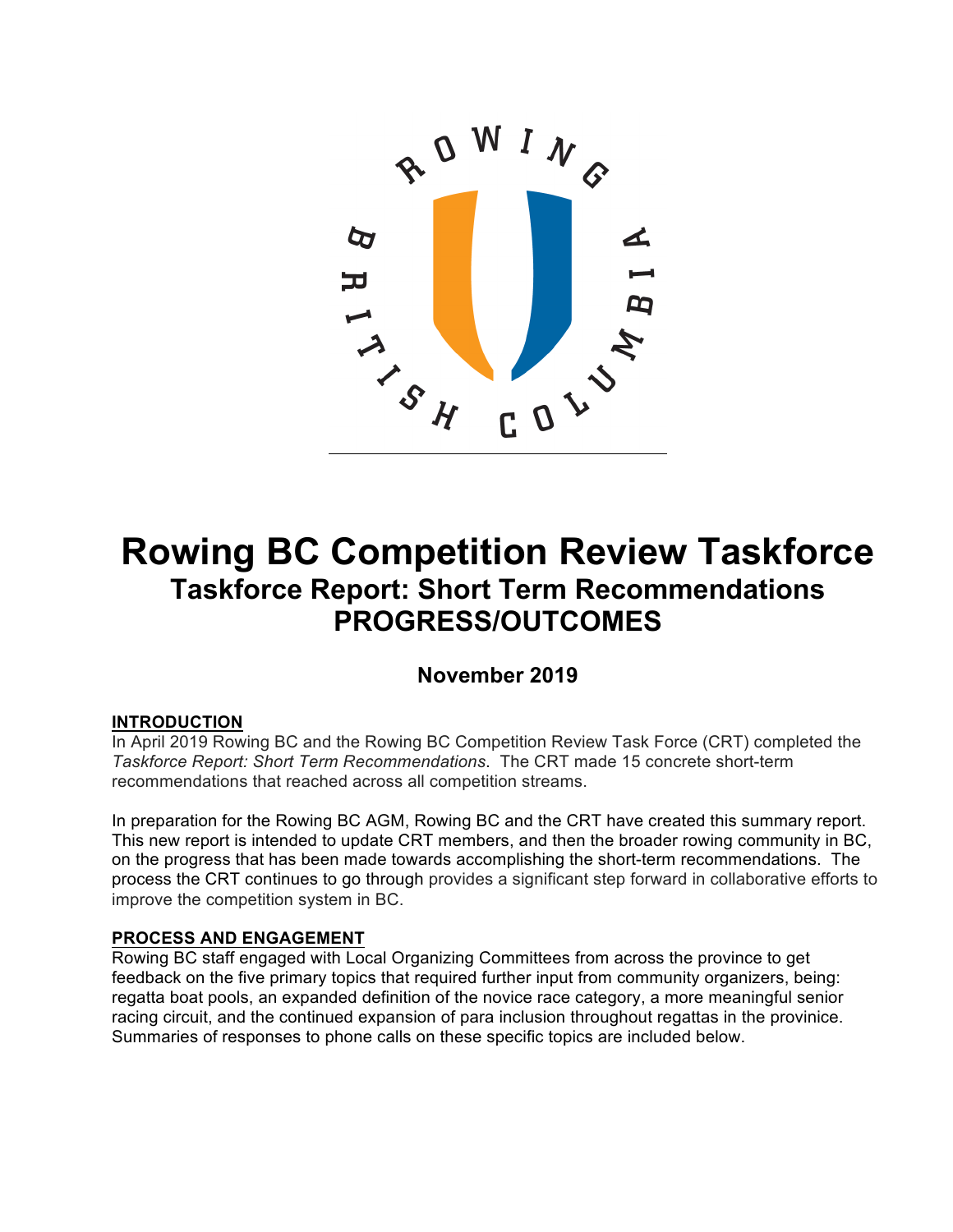# Rowing BC Competition Review Taskforce

## Taskforce Report: Short Term Recommendations PROGRESS/OUTCOMES

### November 2019

**INTRODUCTION**

In April 2019 Rowing BC and the Rowing BC Competition Review Task Force (CRT) completed the *Taskforce Report: Short Term Recommendations*. The CRT made 15 concrete short-term recommendations that reached across all competition streams.

In preparation for the Rowing BC AGM, Rowing BC and the CRT have created this summary report. This new report is intended to update CRT members, and then the broader rowing community in BC, on the progress that has been made towards accomplishing the short-term recommendations. The process the CRT continues to go through provides a significant step forward in collaborative efforts to improve the competition system in BC.

**PROCESS AND ENGAGEMENT**

Rowing BC staff engaged with Local Organizing Committees from across the province to get feedback on the five primary topics that required further input from community organizers, being: regatta boat pools, an expanded definition of the novice race category, a more meaningful senior racing circuit, and the continued expansion of para inclusion throughout regattas in the province. Summaries of responses to phone calls on these specific topics are included below.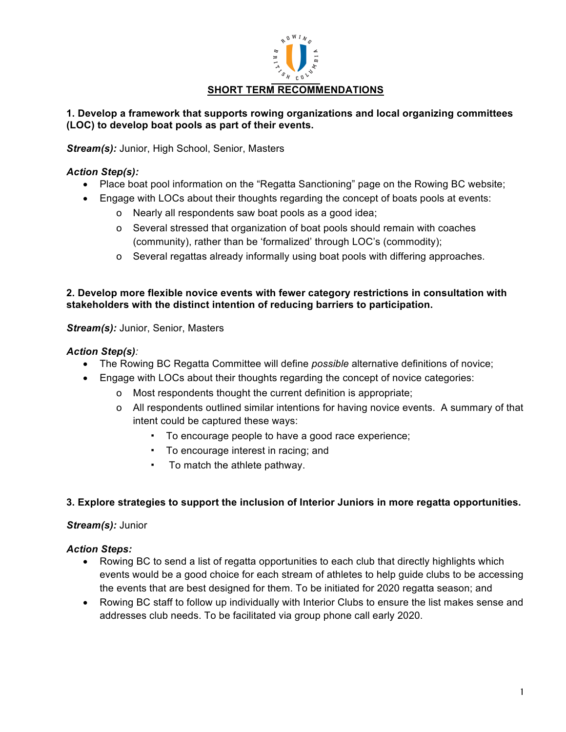## SHORT TERM RECOMMENDATIONS

**1. Develop a framework that supports rowing organizations and local organizing committees (LOC) to develop boat pools as part of their events.**

***Stream(s):*** Junior, High School, Senior, Masters

***Action Step(s):***

- Place boat pool information on the "Regatta Sanctioning" page on the Rowing BC website;
- Engage with LOCs about their thoughts regarding the concept of boats pools at events:
  - Nearly all respondents saw boat pools as a good idea;
  - Several stressed that organization of boat pools should remain with coaches (community), rather than be 'formalized' through LOC's (commodity);
  - Several regattas already informally using boat pools with differing approaches.

**2. Develop more flexible novice events with fewer category restrictions in consultation with stakeholders with the distinct intention of reducing barriers to participation.**

***Stream(s):*** Junior, Senior, Masters

***Action Step(s):***

- The Rowing BC Regatta Committee will define *possible* alternative definitions of novice;
- Engage with LOCs about their thoughts regarding the concept of novice categories:
  - Most respondents thought the current definition is appropriate;
  - All respondents outlined similar intentions for having novice events. A summary of that intent could be captured these ways:
    - To encourage people to have a good race experience;
    - To encourage interest in racing; and
    - To match the athlete pathway.

**3. Explore strategies to support the inclusion of Interior Juniors in more regatta opportunities.**

***Stream(s):*** Junior

***Action Steps:***

- Rowing BC to send a list of regatta opportunities to each club that directly highlights which events would be a good choice for each stream of athletes to help guide clubs to be accessing the events that are best designed for them. To be initiated for 2020 regatta season; and
- Rowing BC staff to follow up individually with Interior Clubs to ensure the list makes sense and addresses club needs. To be facilitated via group phone call early 2020.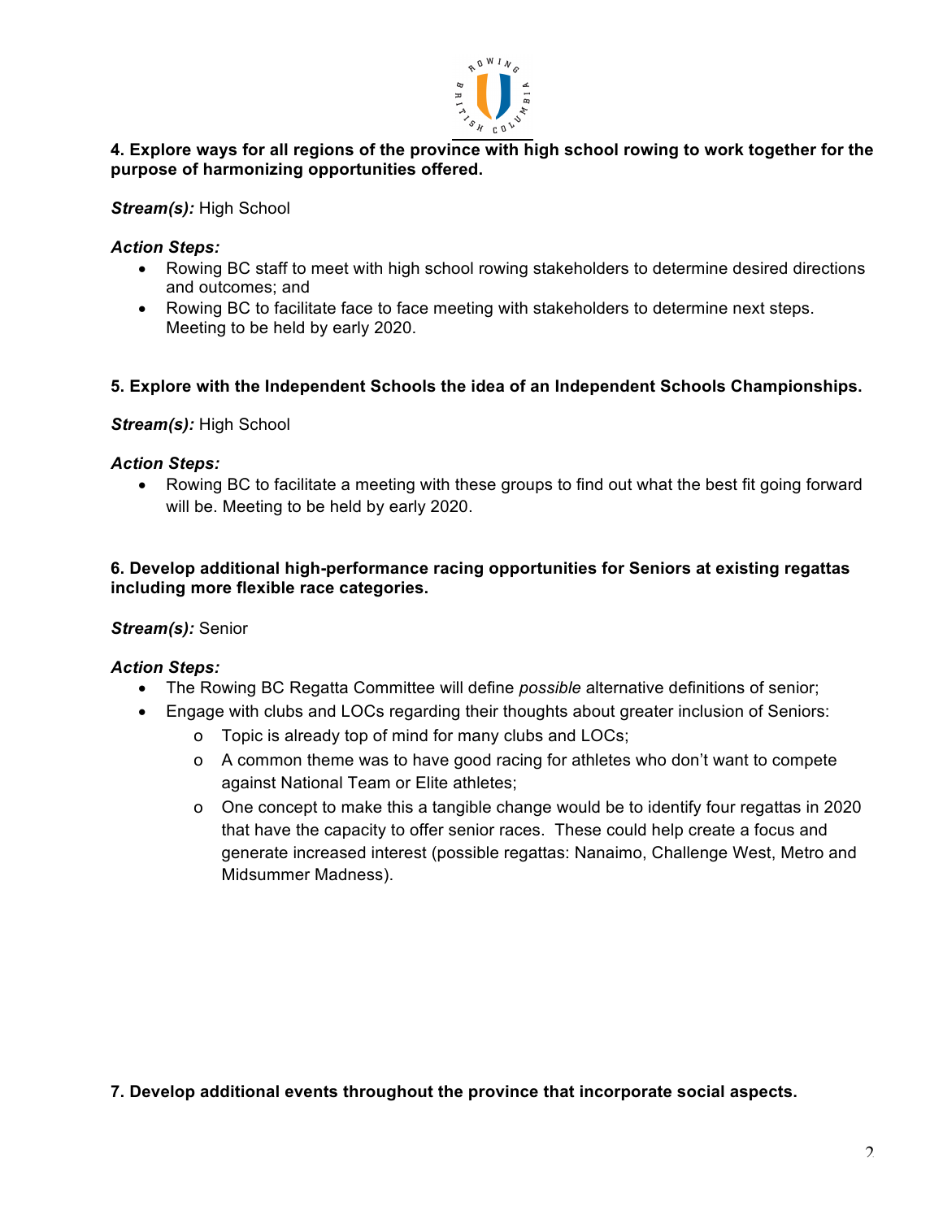**4. Explore ways for all regions of the province with high school rowing to work together for the purpose of harmonizing opportunities offered.**

***Stream(s):*** High School

***Action Steps:***

- Rowing BC staff to meet with high school rowing stakeholders to determine desired directions and outcomes; and
- Rowing BC to facilitate face to face meeting with stakeholders to determine next steps. Meeting to be held by early 2020.

**5. Explore with the Independent Schools the idea of an Independent Schools Championships.**

***Stream(s):*** High School

***Action Steps:***

- Rowing BC to facilitate a meeting with these groups to find out what the best fit going forward will be. Meeting to be held by early 2020.

**6. Develop additional high-performance racing opportunities for Seniors at existing regattas including more flexible race categories.**

***Stream(s):*** Senior

***Action Steps:***

- The Rowing BC Regatta Committee will define *possible* alternative definitions of senior;
- Engage with clubs and LOCs regarding their thoughts about greater inclusion of Seniors:
  - Topic is already top of mind for many clubs and LOCs;
  - A common theme was to have good racing for athletes who don't want to compete against National Team or Elite athletes;
  - One concept to make this a tangible change would be to identify four regattas in 2020 that have the capacity to offer senior races. These could help create a focus and generate increased interest (possible regattas: Nanaimo, Challenge West, Metro and Midsummer Madness).

**7. Develop additional events throughout the province that incorporate social aspects.**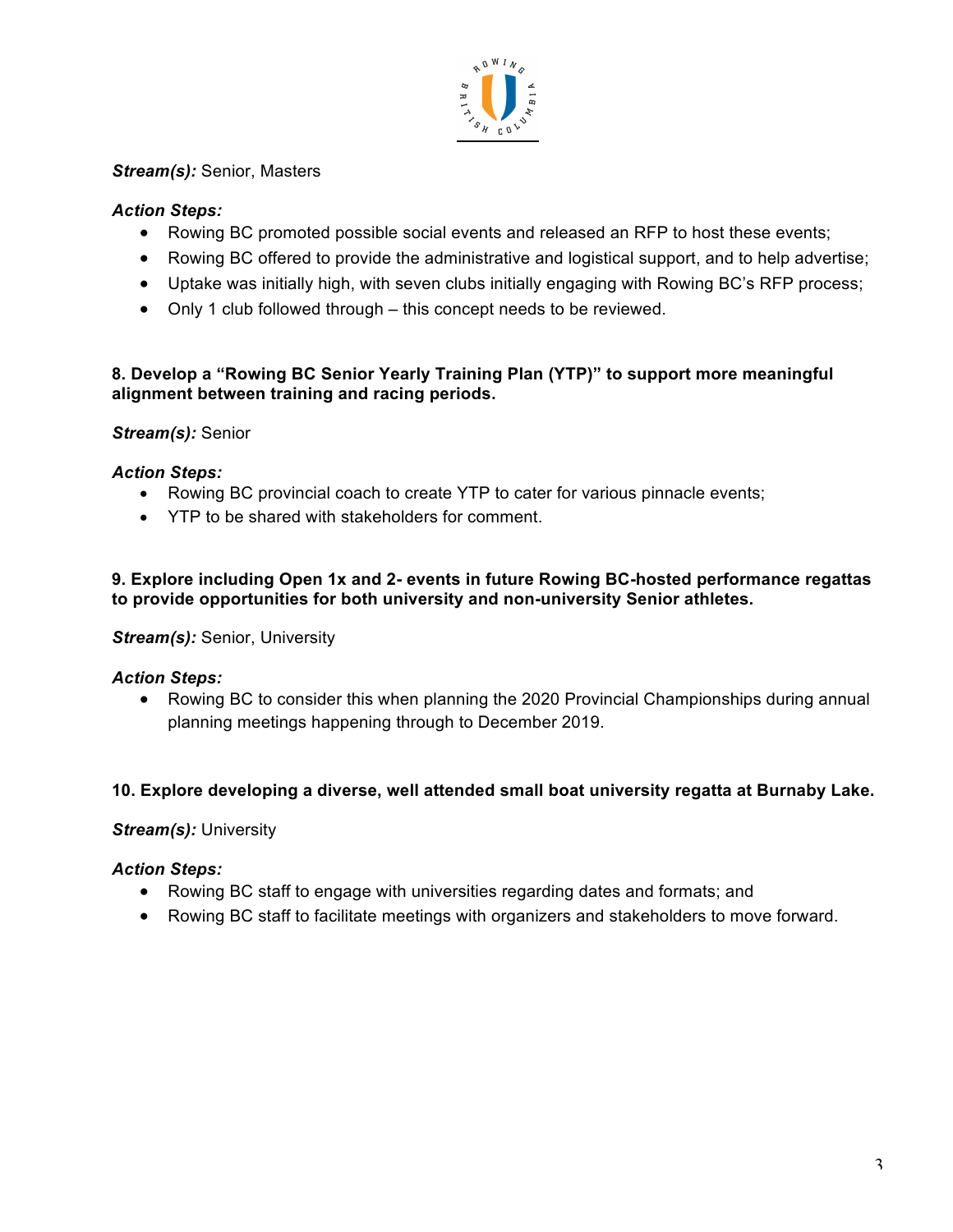***Stream(s):*** Senior, Masters

***Action Steps:***

- Rowing BC promoted possible social events and released an RFP to host these events;
- Rowing BC offered to provide the administrative and logistical support, and to help advertise;
- Uptake was initially high, with seven clubs initially engaging with Rowing BC's RFP process;
- Only 1 club followed through – this concept needs to be reviewed.

**8. Develop a "Rowing BC Senior Yearly Training Plan (YTP)" to support more meaningful alignment between training and racing periods.**

***Stream(s):*** Senior

***Action Steps:***

- Rowing BC provincial coach to create YTP to cater for various pinnacle events;
- YTP to be shared with stakeholders for comment.

**9. Explore including Open 1x and 2- events in future Rowing BC-hosted performance regattas to provide opportunities for both university and non-university Senior athletes.**

***Stream(s):*** Senior, University

***Action Steps:***

- Rowing BC to consider this when planning the 2020 Provincial Championships during annual planning meetings happening through to December 2019.

**10. Explore developing a diverse, well attended small boat university regatta at Burnaby Lake.**

***Stream(s):*** University

***Action Steps:***

- Rowing BC staff to engage with universities regarding dates and formats; and
- Rowing BC staff to facilitate meetings with organizers and stakeholders to move forward.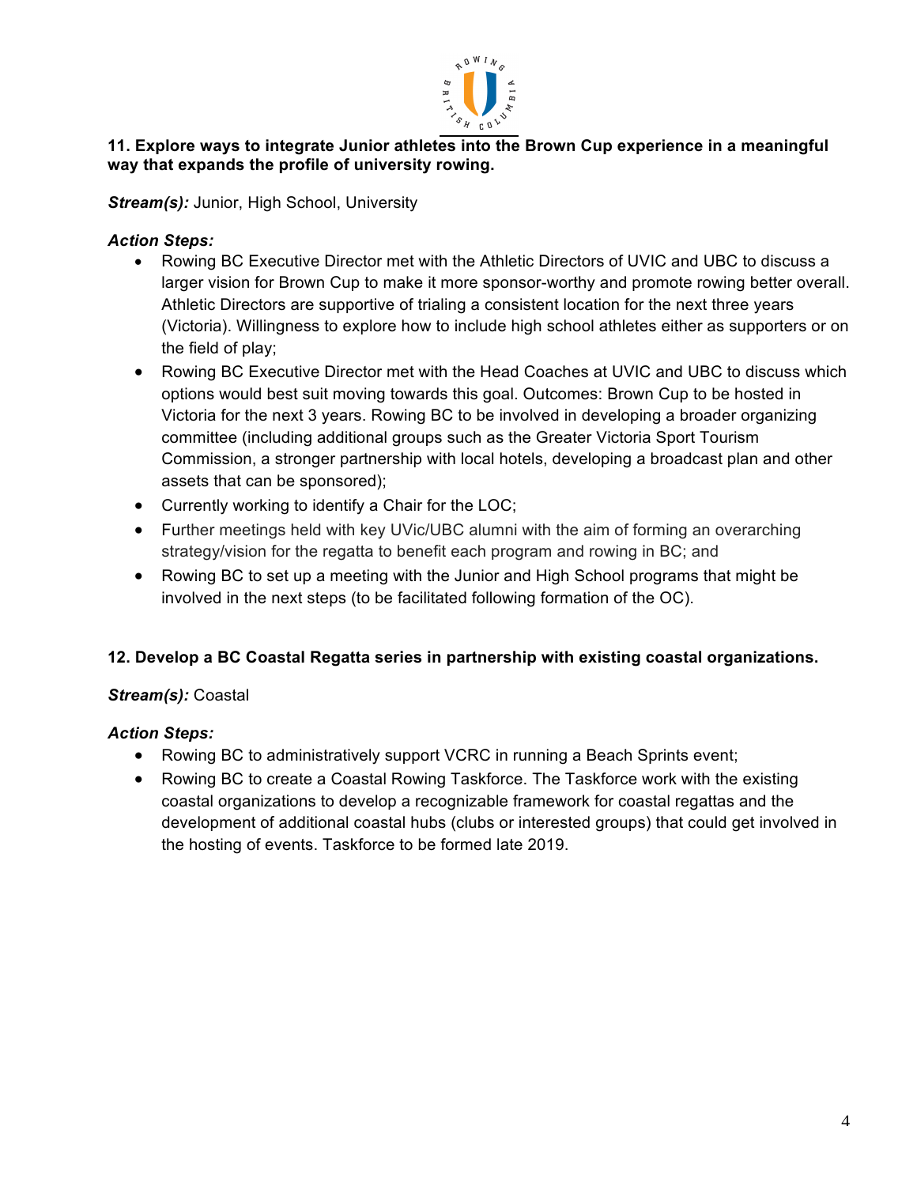**11. Explore ways to integrate Junior athletes into the Brown Cup experience in a meaningful way that expands the profile of university rowing.**

***Stream(s):*** Junior, High School, University

***Action Steps:***

- Rowing BC Executive Director met with the Athletic Directors of UVIC and UBC to discuss a larger vision for Brown Cup to make it more sponsor-worthy and promote rowing better overall. Athletic Directors are supportive of trialing a consistent location for the next three years (Victoria). Willingness to explore how to include high school athletes either as supporters or on the field of play;
- Rowing BC Executive Director met with the Head Coaches at UVIC and UBC to discuss which options would best suit moving towards this goal. Outcomes: Brown Cup to be hosted in Victoria for the next 3 years. Rowing BC to be involved in developing a broader organizing committee (including additional groups such as the Greater Victoria Sport Tourism Commission, a stronger partnership with local hotels, developing a broadcast plan and other assets that can be sponsored);
- Currently working to identify a Chair for the LOC;
- Further meetings held with key UVic/UBC alumni with the aim of forming an overarching strategy/vision for the regatta to benefit each program and rowing in BC; and
- Rowing BC to set up a meeting with the Junior and High School programs that might be involved in the next steps (to be facilitated following formation of the OC).

**12. Develop a BC Coastal Regatta series in partnership with existing coastal organizations.**

***Stream(s):*** Coastal

***Action Steps:***

- Rowing BC to administratively support VCRC in running a Beach Sprints event;
- Rowing BC to create a Coastal Rowing Taskforce. The Taskforce work with the existing coastal organizations to develop a recognizable framework for coastal regattas and the development of additional coastal hubs (clubs or interested groups) that could get involved in the hosting of events. Taskforce to be formed late 2019.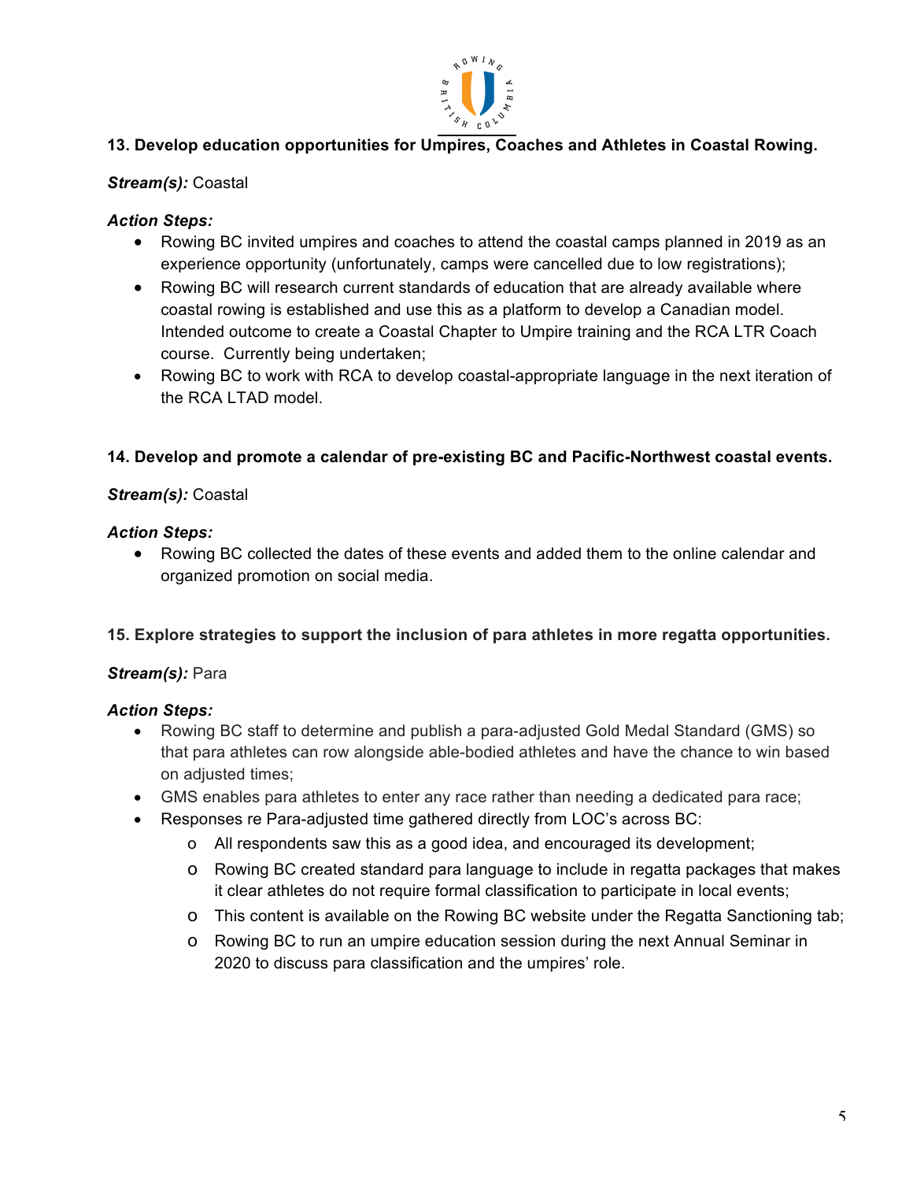**13. Develop education opportunities for Umpires, Coaches and Athletes in Coastal Rowing.**

***Stream(s):*** Coastal

***Action Steps:***

- Rowing BC invited umpires and coaches to attend the coastal camps planned in 2019 as an experience opportunity (unfortunately, camps were cancelled due to low registrations);
- Rowing BC will research current standards of education that are already available where coastal rowing is established and use this as a platform to develop a Canadian model. Intended outcome to create a Coastal Chapter to Umpire training and the RCA LTR Coach course. Currently being undertaken;
- Rowing BC to work with RCA to develop coastal-appropriate language in the next iteration of the RCA LTAD model.

**14. Develop and promote a calendar of pre-existing BC and Pacific-Northwest coastal events.**

***Stream(s):*** Coastal

***Action Steps:***

- Rowing BC collected the dates of these events and added them to the online calendar and organized promotion on social media.

**15. Explore strategies to support the inclusion of para athletes in more regatta opportunities.**

***Stream(s):*** Para

***Action Steps:***

- Rowing BC staff to determine and publish a para-adjusted Gold Medal Standard (GMS) so that para athletes can row alongside able-bodied athletes and have the chance to win based on adjusted times;
- GMS enables para athletes to enter any race rather than needing a dedicated para race;
- Responses re Para-adjusted time gathered directly from LOC's across BC:
  - All respondents saw this as a good idea, and encouraged its development;
  - Rowing BC created standard para language to include in regatta packages that makes it clear athletes do not require formal classification to participate in local events;
  - This content is available on the Rowing BC website under the Regatta Sanctioning tab;
  - Rowing BC to run an umpire education session during the next Annual Seminar in 2020 to discuss para classification and the umpires' role.